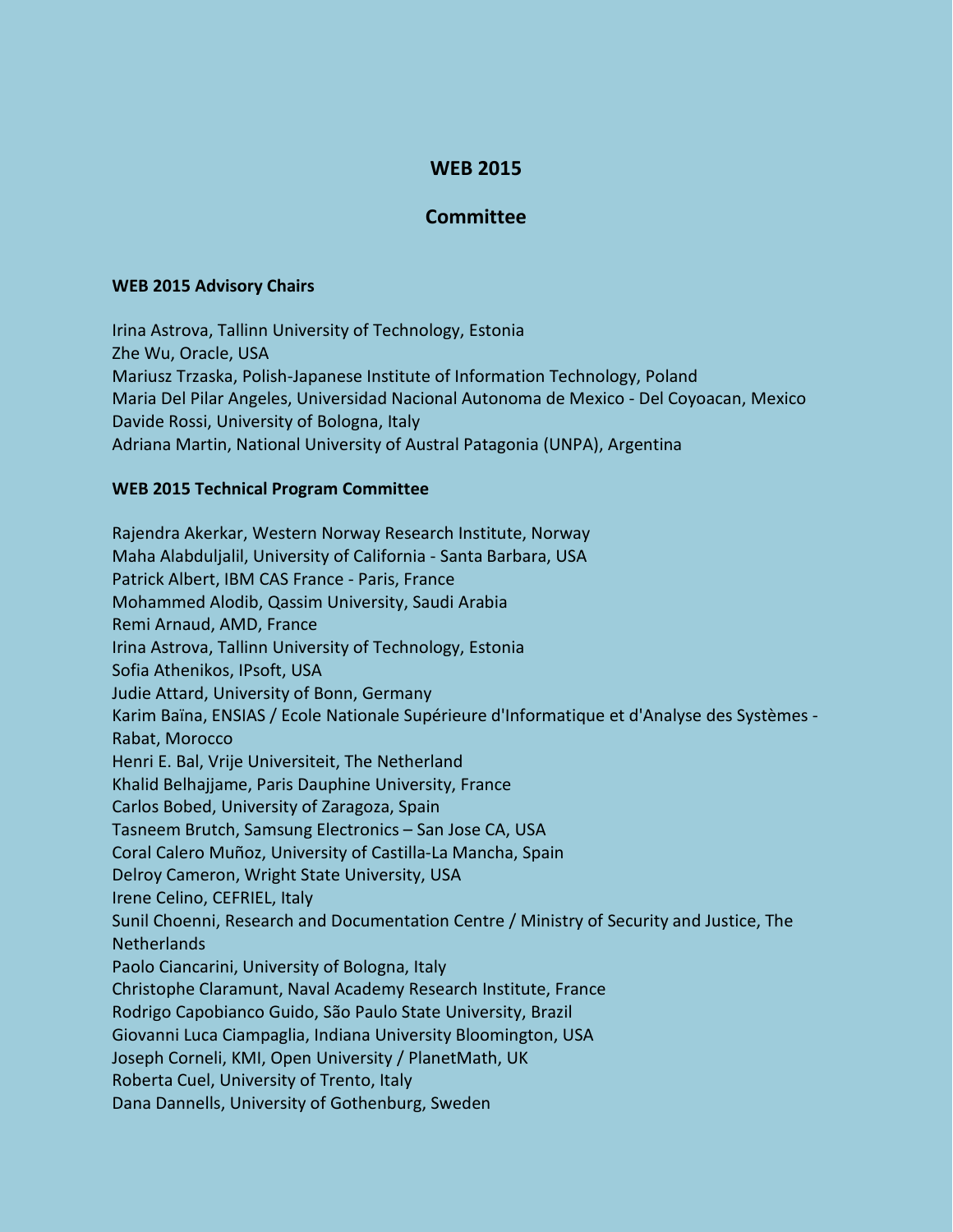# WEB 2015

## Committee

### WEB 2015 Advisory Chairs

Irina Astrova, Tallinn University of Technology, Estonia
Zhe Wu, Oracle, USA
Mariusz Trzaska, Polish-Japanese Institute of Information Technology, Poland
Maria Del Pilar Angeles, Universidad Nacional Autonoma de Mexico - Del Coyoacan, Mexico
Davide Rossi, University of Bologna, Italy
Adriana Martin, National University of Austral Patagonia (UNPA), Argentina

### WEB 2015 Technical Program Committee

Rajendra Akerkar, Western Norway Research Institute, Norway
Maha Alabduljalil, University of California - Santa Barbara, USA
Patrick Albert, IBM CAS France - Paris, France
Mohammed Alodib, Qassim University, Saudi Arabia
Remi Arnaud, AMD, France
Irina Astrova, Tallinn University of Technology, Estonia
Sofia Athenikos, IPsoft, USA
Judie Attard, University of Bonn, Germany
Karim Baïna, ENSIAS / Ecole Nationale Supérieure d'Informatique et d'Analyse des Systèmes - Rabat, Morocco
Henri E. Bal, Vrije Universiteit, The Netherland
Khalid Belhajjame, Paris Dauphine University, France
Carlos Bobed, University of Zaragoza, Spain
Tasneem Brutch, Samsung Electronics – San Jose CA, USA
Coral Calero Muñoz, University of Castilla-La Mancha, Spain
Delroy Cameron, Wright State University, USA
Irene Celino, CEFRIEL, Italy
Sunil Choenni, Research and Documentation Centre / Ministry of Security and Justice, The Netherlands
Paolo Ciancarini, University of Bologna, Italy
Christophe Claramunt, Naval Academy Research Institute, France
Rodrigo Capobianco Guido, São Paulo State University, Brazil
Giovanni Luca Ciampaglia, Indiana University Bloomington, USA
Joseph Corneli, KMI, Open University / PlanetMath, UK
Roberta Cuel, University of Trento, Italy
Dana Dannells, University of Gothenburg, Sweden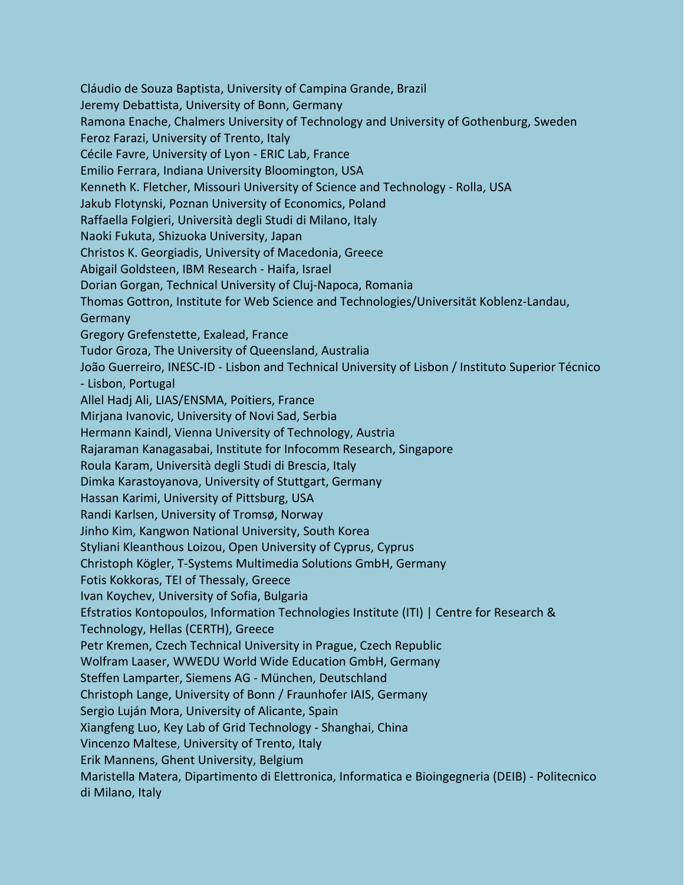Cláudio de Souza Baptista, University of Campina Grande, Brazil
Jeremy Debattista, University of Bonn, Germany
Ramona Enache, Chalmers University of Technology and University of Gothenburg, Sweden
Feroz Farazi, University of Trento, Italy
Cécile Favre, University of Lyon - ERIC Lab, France
Emilio Ferrara, Indiana University Bloomington, USA
Kenneth K. Fletcher, Missouri University of Science and Technology - Rolla, USA
Jakub Flotynski, Poznan University of Economics, Poland
Raffaella Folgieri, Università degli Studi di Milano, Italy
Naoki Fukuta, Shizuoka University, Japan
Christos K. Georgiadis, University of Macedonia, Greece
Abigail Goldsteen, IBM Research - Haifa, Israel
Dorian Gorgan, Technical University of Cluj-Napoca, Romania
Thomas Gottron, Institute for Web Science and Technologies/Universität Koblenz-Landau, Germany
Gregory Grefenstette, Exalead, France
Tudor Groza, The University of Queensland, Australia
João Guerreiro, INESC-ID - Lisbon and Technical University of Lisbon / Instituto Superior Técnico - Lisbon, Portugal
Allel Hadj Ali, LIAS/ENSMA, Poitiers, France
Mirjana Ivanovic, University of Novi Sad, Serbia
Hermann Kaindl, Vienna University of Technology, Austria
Rajaraman Kanagasabai, Institute for Infocomm Research, Singapore
Roula Karam, Università degli Studi di Brescia, Italy
Dimka Karastoyanova, University of Stuttgart, Germany
Hassan Karimi, University of Pittsburg, USA
Randi Karlsen, University of Tromsø, Norway
Jinho Kim, Kangwon National University, South Korea
Styliani Kleanthous Loizou, Open University of Cyprus, Cyprus
Christoph Kögler, T-Systems Multimedia Solutions GmbH, Germany
Fotis Kokkoras, TEI of Thessaly, Greece
Ivan Koychev, University of Sofia, Bulgaria
Efstratios Kontopoulos, Information Technologies Institute (ITI) | Centre for Research & Technology, Hellas (CERTH), Greece
Petr Kremen, Czech Technical University in Prague, Czech Republic
Wolfram Laaser, WWEDU World Wide Education GmbH, Germany
Steffen Lamparter, Siemens AG - München, Deutschland
Christoph Lange, University of Bonn / Fraunhofer IAIS, Germany
Sergio Luján Mora, University of Alicante, Spain
Xiangfeng Luo, Key Lab of Grid Technology - Shanghai, China
Vincenzo Maltese, University of Trento, Italy
Erik Mannens, Ghent University, Belgium
Maristella Matera, Dipartimento di Elettronica, Informatica e Bioingegneria (DEIB) - Politecnico di Milano, Italy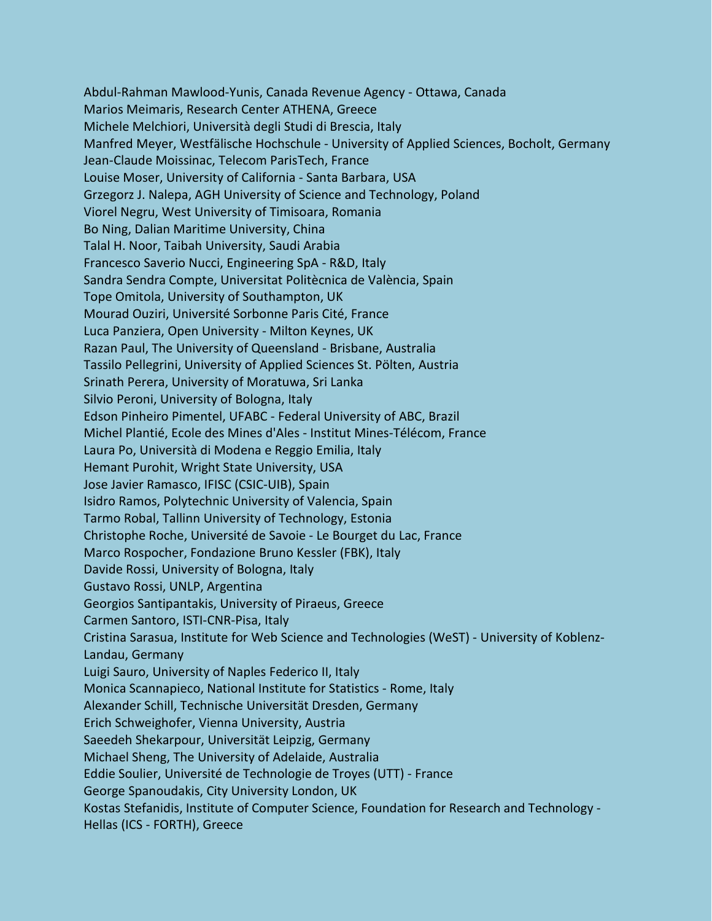Abdul-Rahman Mawlood-Yunis, Canada Revenue Agency - Ottawa, Canada
Marios Meimaris, Research Center ATHENA, Greece
Michele Melchiori, Università degli Studi di Brescia, Italy
Manfred Meyer, Westfälische Hochschule - University of Applied Sciences, Bocholt, Germany
Jean-Claude Moissinac, Telecom ParisTech, France
Louise Moser, University of California - Santa Barbara, USA
Grzegorz J. Nalepa, AGH University of Science and Technology, Poland
Viorel Negru, West University of Timisoara, Romania
Bo Ning, Dalian Maritime University, China
Talal H. Noor, Taibah University, Saudi Arabia
Francesco Saverio Nucci, Engineering SpA - R&D, Italy
Sandra Sendra Compte, Universitat Politècnica de València, Spain
Tope Omitola, University of Southampton, UK
Mourad Ouziri, Université Sorbonne Paris Cité, France
Luca Panziera, Open University - Milton Keynes, UK
Razan Paul, The University of Queensland - Brisbane, Australia
Tassilo Pellegrini, University of Applied Sciences St. Pölten, Austria
Srinath Perera, University of Moratuwa, Sri Lanka
Silvio Peroni, University of Bologna, Italy
Edson Pinheiro Pimentel, UFABC - Federal University of ABC, Brazil
Michel Plantié, Ecole des Mines d'Ales - Institut Mines-Télécom, France
Laura Po, Università di Modena e Reggio Emilia, Italy
Hemant Purohit, Wright State University, USA
Jose Javier Ramasco, IFISC (CSIC-UIB), Spain
Isidro Ramos, Polytechnic University of Valencia, Spain
Tarmo Robal, Tallinn University of Technology, Estonia
Christophe Roche, Université de Savoie - Le Bourget du Lac, France
Marco Rospocher, Fondazione Bruno Kessler (FBK), Italy
Davide Rossi, University of Bologna, Italy
Gustavo Rossi, UNLP, Argentina
Georgios Santipantakis, University of Piraeus, Greece
Carmen Santoro, ISTI-CNR-Pisa, Italy
Cristina Sarasua, Institute for Web Science and Technologies (WeST) - University of Koblenz-Landau, Germany
Luigi Sauro, University of Naples Federico II, Italy
Monica Scannapieco, National Institute for Statistics - Rome, Italy
Alexander Schill, Technische Universität Dresden, Germany
Erich Schweighofer, Vienna University, Austria
Saeedeh Shekarpour, Universität Leipzig, Germany
Michael Sheng, The University of Adelaide, Australia
Eddie Soulier, Université de Technologie de Troyes (UTT) - France
George Spanoudakis, City University London, UK
Kostas Stefanidis, Institute of Computer Science, Foundation for Research and Technology - Hellas (ICS - FORTH), Greece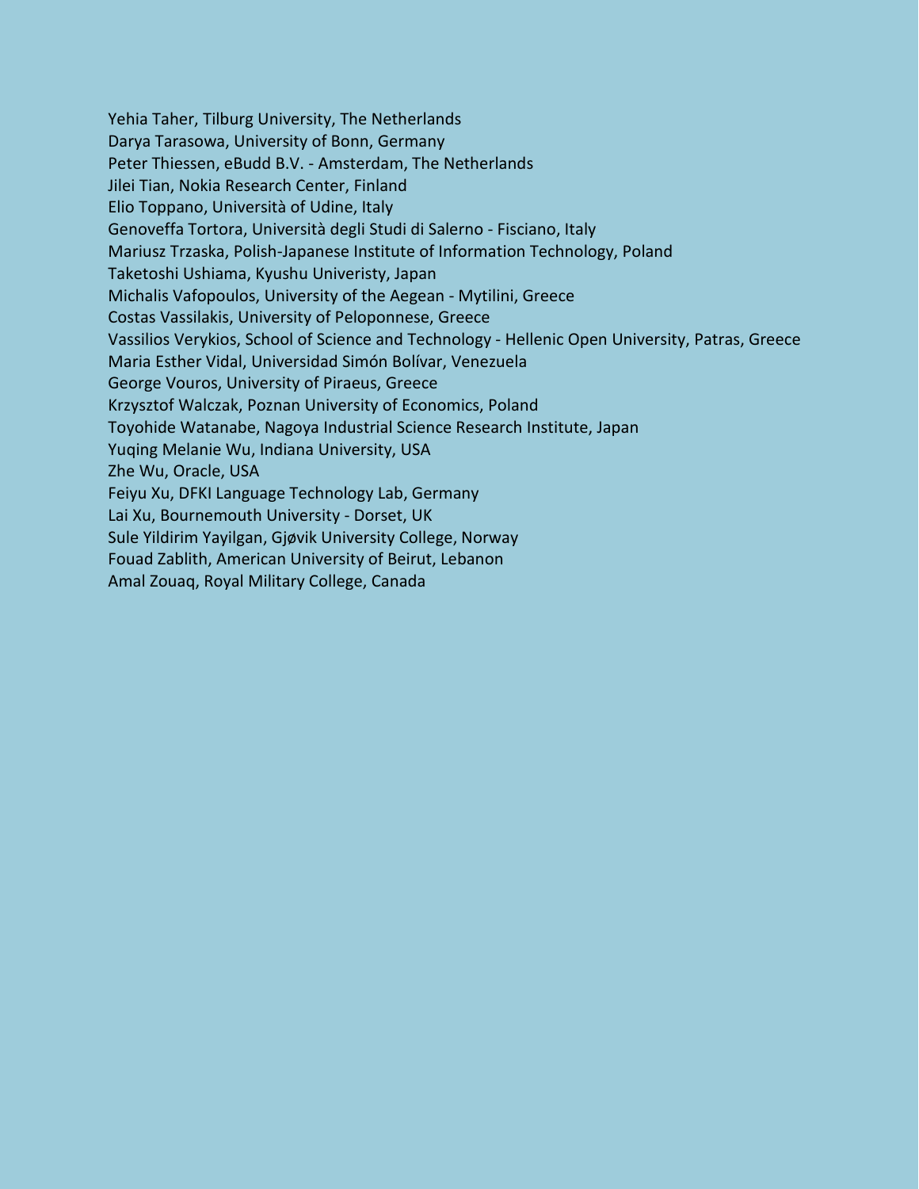Yehia Taher, Tilburg University, The Netherlands
Darya Tarasowa, University of Bonn, Germany
Peter Thiessen, eBudd B.V. - Amsterdam, The Netherlands
Jilei Tian, Nokia Research Center, Finland
Elio Toppano, Università of Udine, Italy
Genoveffa Tortora, Università degli Studi di Salerno - Fisciano, Italy
Mariusz Trzaska, Polish-Japanese Institute of Information Technology, Poland
Taketoshi Ushiama, Kyushu Univeristy, Japan
Michalis Vafopoulos, University of the Aegean - Mytilini, Greece
Costas Vassilakis, University of Peloponnese, Greece
Vassilios Verykios, School of Science and Technology - Hellenic Open University, Patras, Greece
Maria Esther Vidal, Universidad Simón Bolívar, Venezuela
George Vouros, University of Piraeus, Greece
Krzysztof Walczak, Poznan University of Economics, Poland
Toyohide Watanabe, Nagoya Industrial Science Research Institute, Japan
Yuqing Melanie Wu, Indiana University, USA
Zhe Wu, Oracle, USA
Feiyu Xu, DFKI Language Technology Lab, Germany
Lai Xu, Bournemouth University - Dorset, UK
Sule Yildirim Yayilgan, Gjøvik University College, Norway
Fouad Zablith, American University of Beirut, Lebanon
Amal Zouaq, Royal Military College, Canada